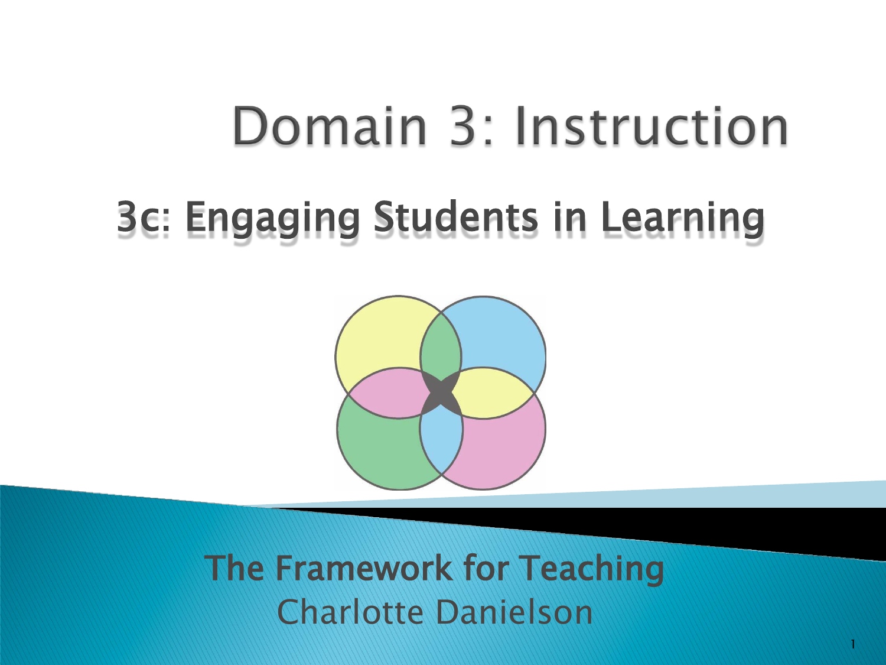# Domain 3: Instruction

## 3c: Engaging Students in Learning

**The Framework for Teaching**

Charlotte Danielson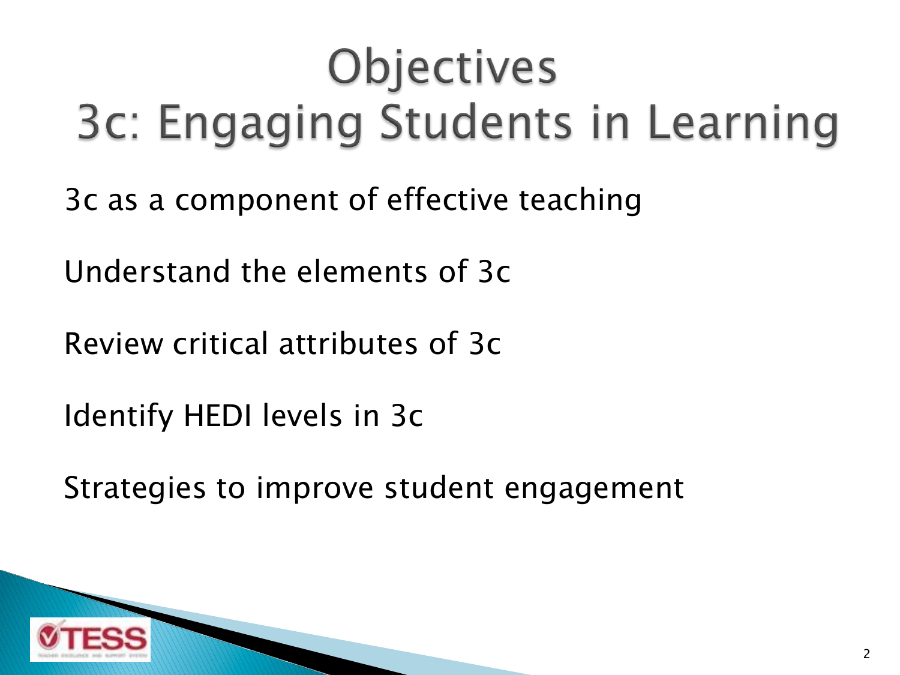# Objectives
# 3c: Engaging Students in Learning

- 3c as a component of effective teaching
- Understand the elements of 3c
- Review critical attributes of 3c
- Identify HEDI levels in 3c
- Strategies to improve student engagement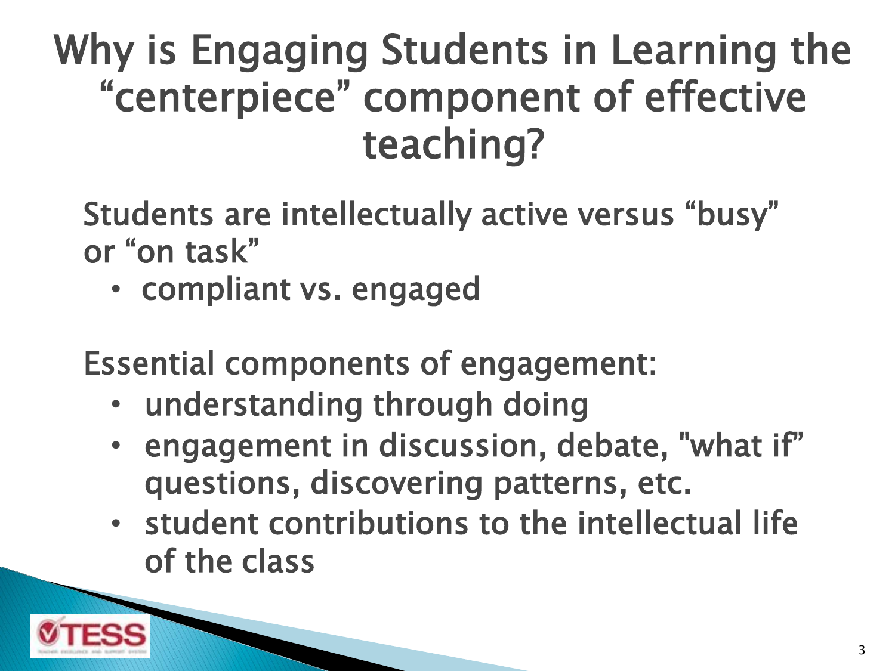# Why is Engaging Students in Learning the "centerpiece" component of effective teaching?

Students are intellectually active versus "busy" or "on task"

- compliant vs. engaged

Essential components of engagement:

- understanding through doing
- engagement in discussion, debate, "what if" questions, discovering patterns, etc.
- student contributions to the intellectual life of the class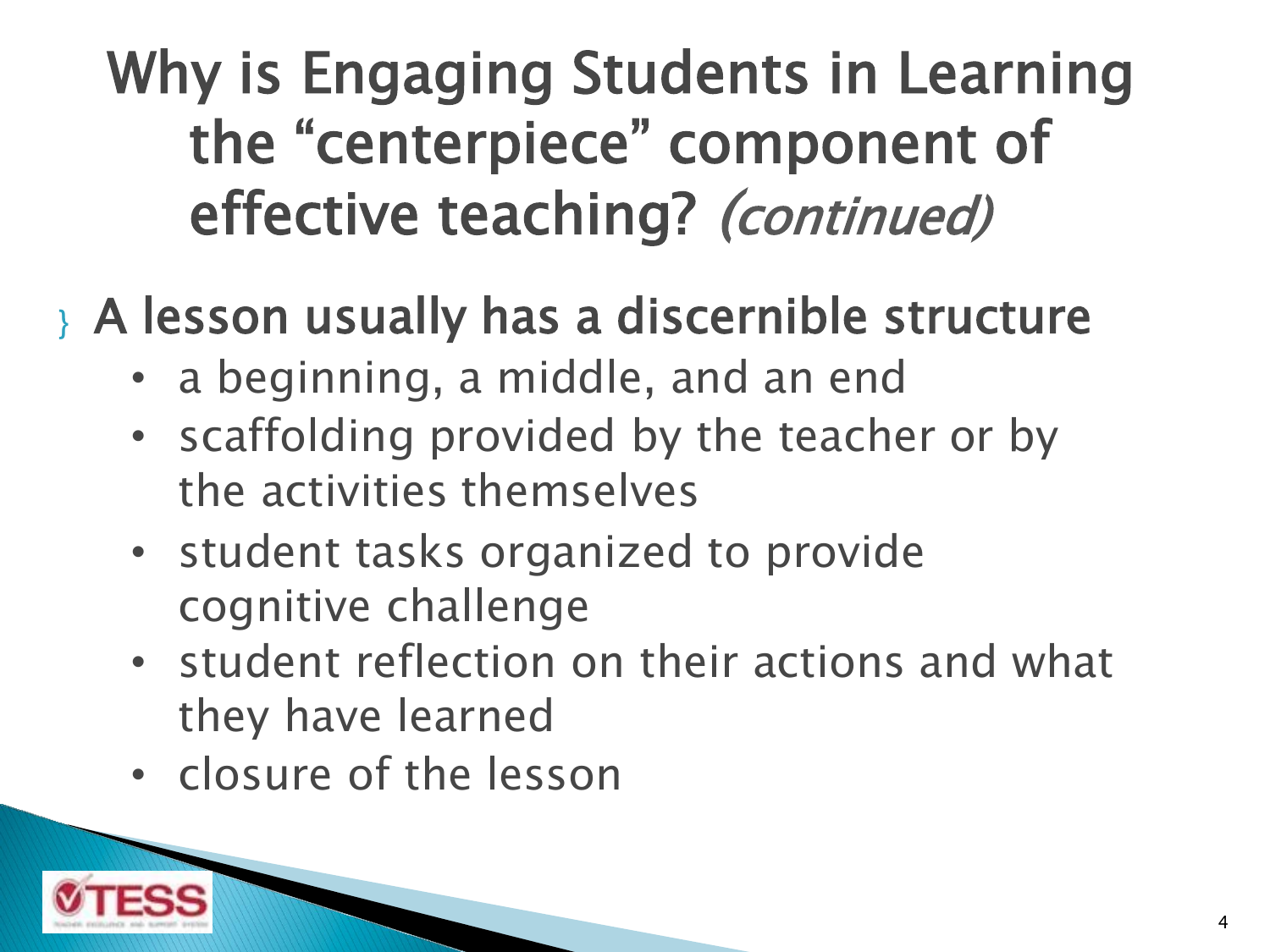# Why is Engaging Students in Learning the "centerpiece" component of effective teaching? *(continued)*

- A lesson usually has a discernible structure
  - a beginning, a middle, and an end
  - scaffolding provided by the teacher or by the activities themselves
  - student tasks organized to provide cognitive challenge
  - student reflection on their actions and what they have learned
  - closure of the lesson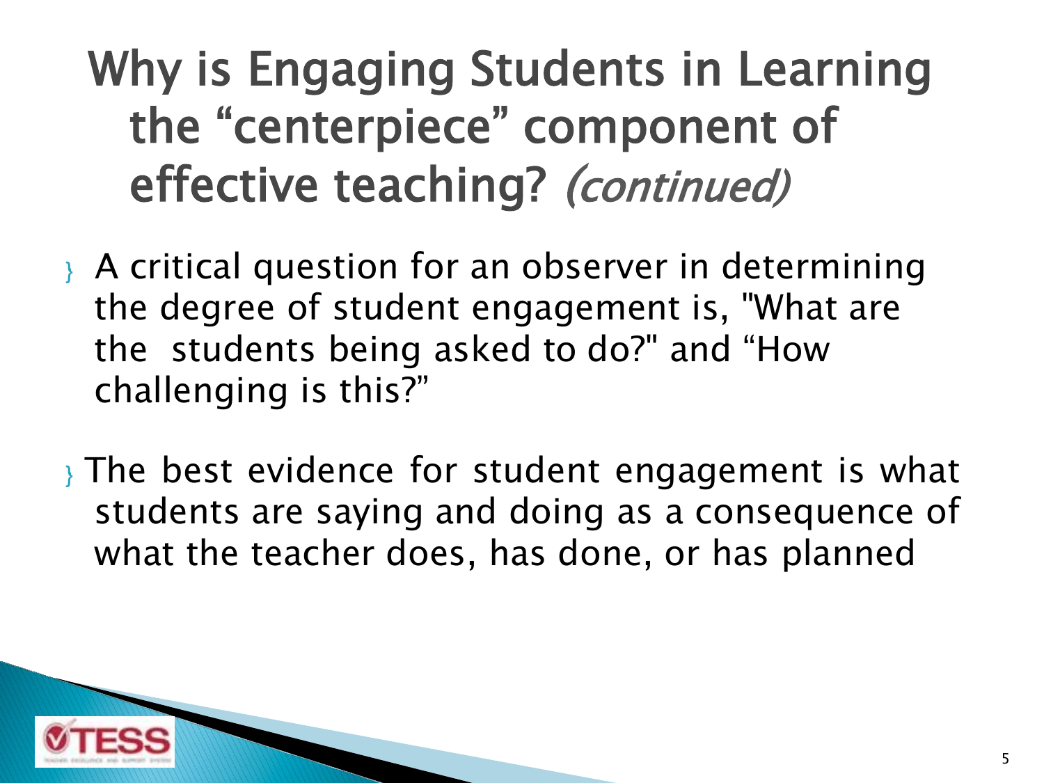# Why is Engaging Students in Learning the "centerpiece" component of effective teaching? *(continued)*

- A critical question for an observer in determining the degree of student engagement is, "What are the students being asked to do?" and "How challenging is this?"

- The best evidence for student engagement is what students are saying and doing as a consequence of what the teacher does, has done, or has planned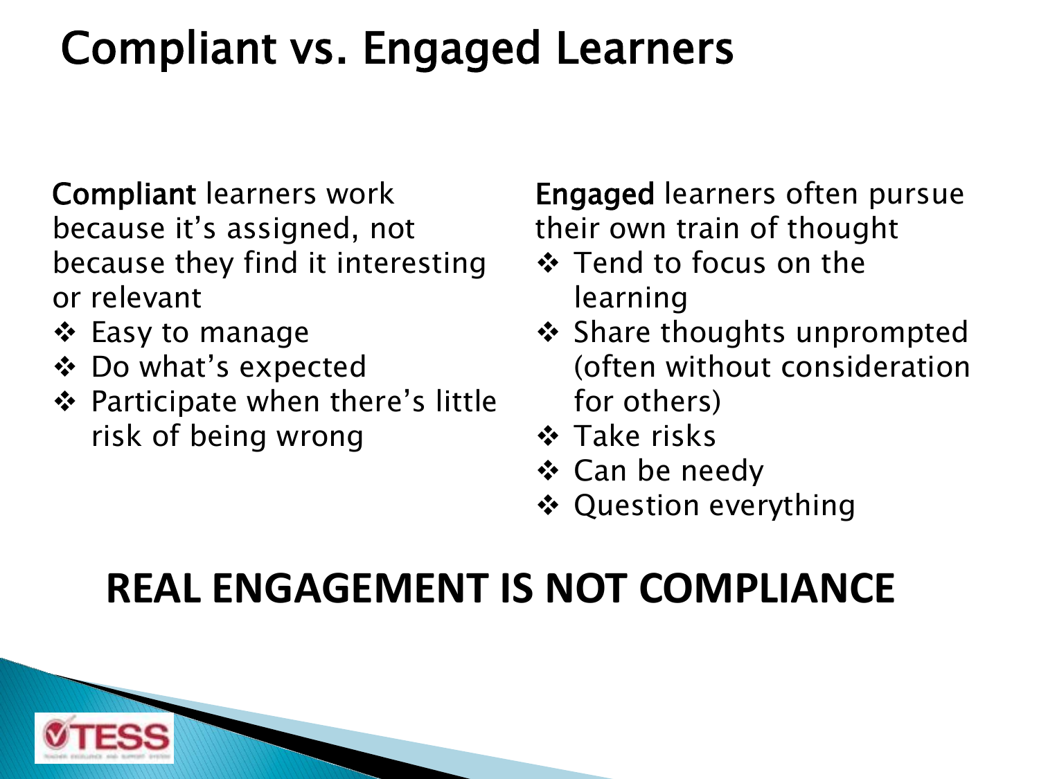# Compliant vs. Engaged Learners

**Compliant** learners work because it's assigned, not because they find it interesting or relevant

- Easy to manage
- Do what's expected
- Participate when there's little risk of being wrong

**Engaged** learners often pursue their own train of thought

- Tend to focus on the learning
- Share thoughts unprompted (often without consideration for others)
- Take risks
- Can be needy
- Question everything

## REAL ENGAGEMENT IS NOT COMPLIANCE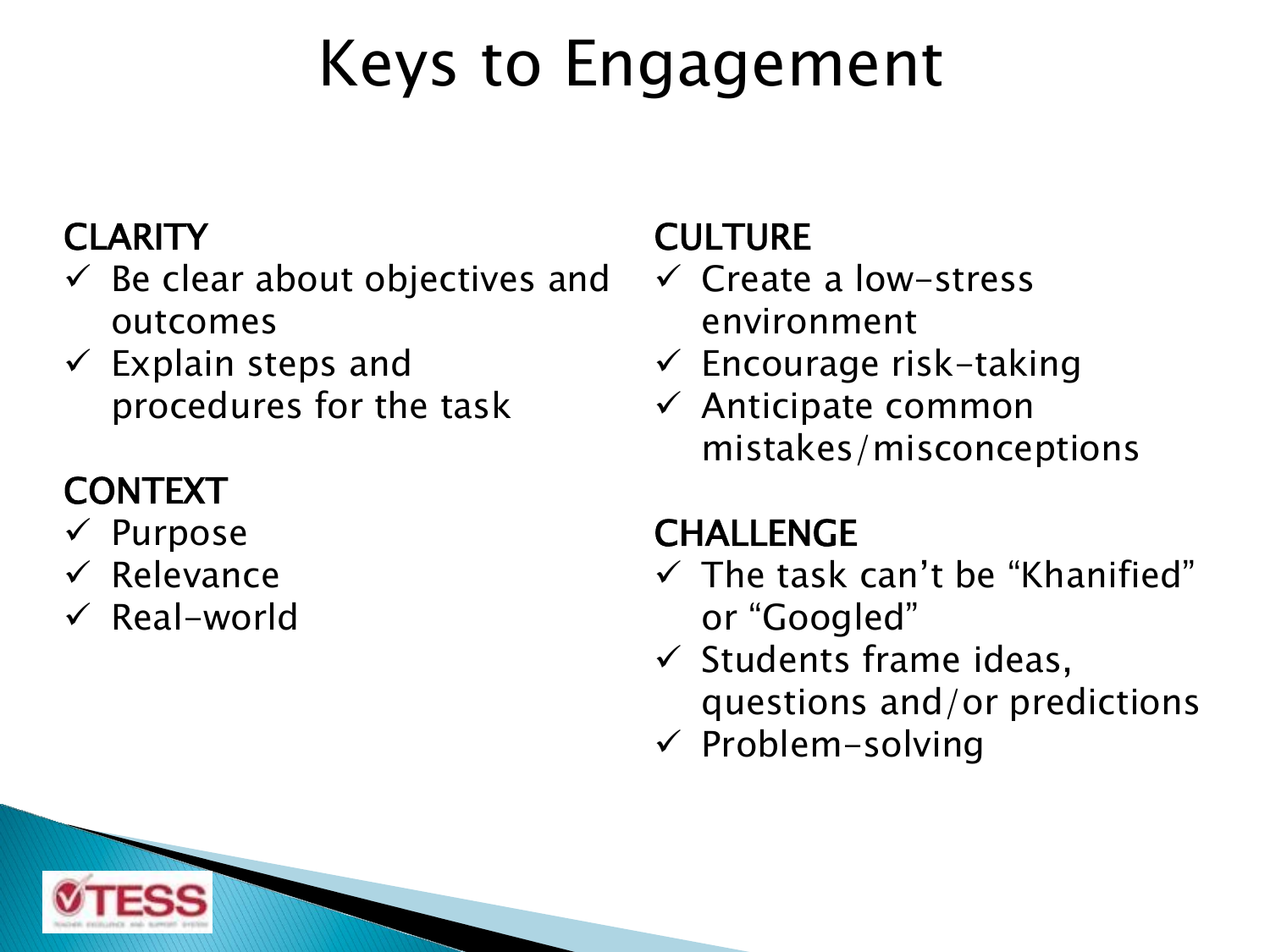# Keys to Engagement

## CLARITY

- ✓ Be clear about objectives and outcomes
- ✓ Explain steps and procedures for the task

## CONTEXT

- ✓ Purpose
- ✓ Relevance
- ✓ Real-world

## CULTURE

- ✓ Create a low-stress environment
- ✓ Encourage risk-taking
- ✓ Anticipate common mistakes/misconceptions

## CHALLENGE

- ✓ The task can't be "Khanified" or "Googled"
- ✓ Students frame ideas, questions and/or predictions
- ✓ Problem-solving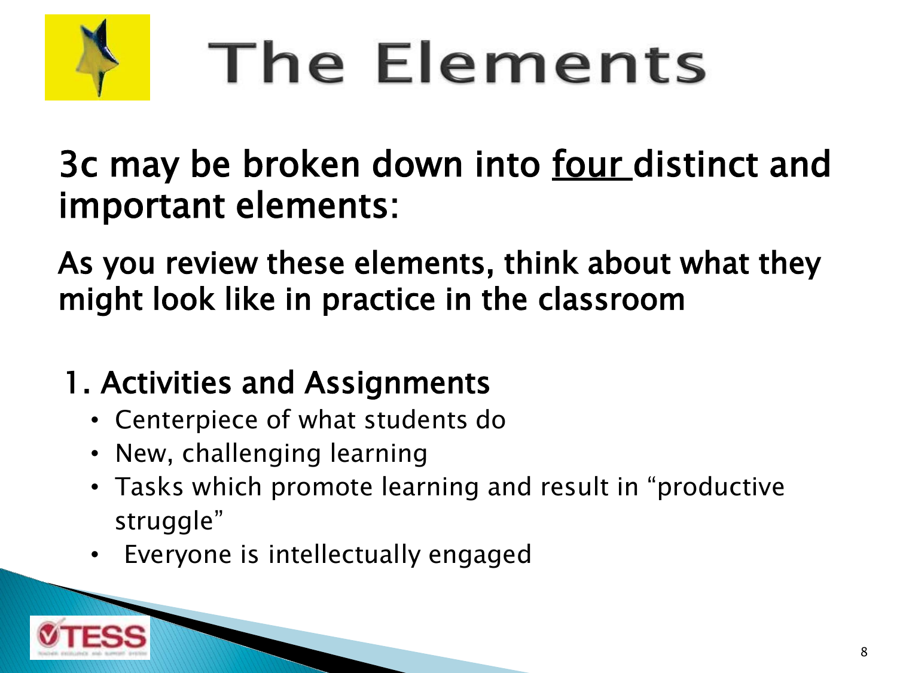# The Elements

## 3c may be broken down into <u>four</u> distinct and important elements:

**As you review these elements, think about what they might look like in practice in the classroom**

### 1. Activities and Assignments

- Centerpiece of what students do
- New, challenging learning
- Tasks which promote learning and result in "productive struggle"
- Everyone is intellectually engaged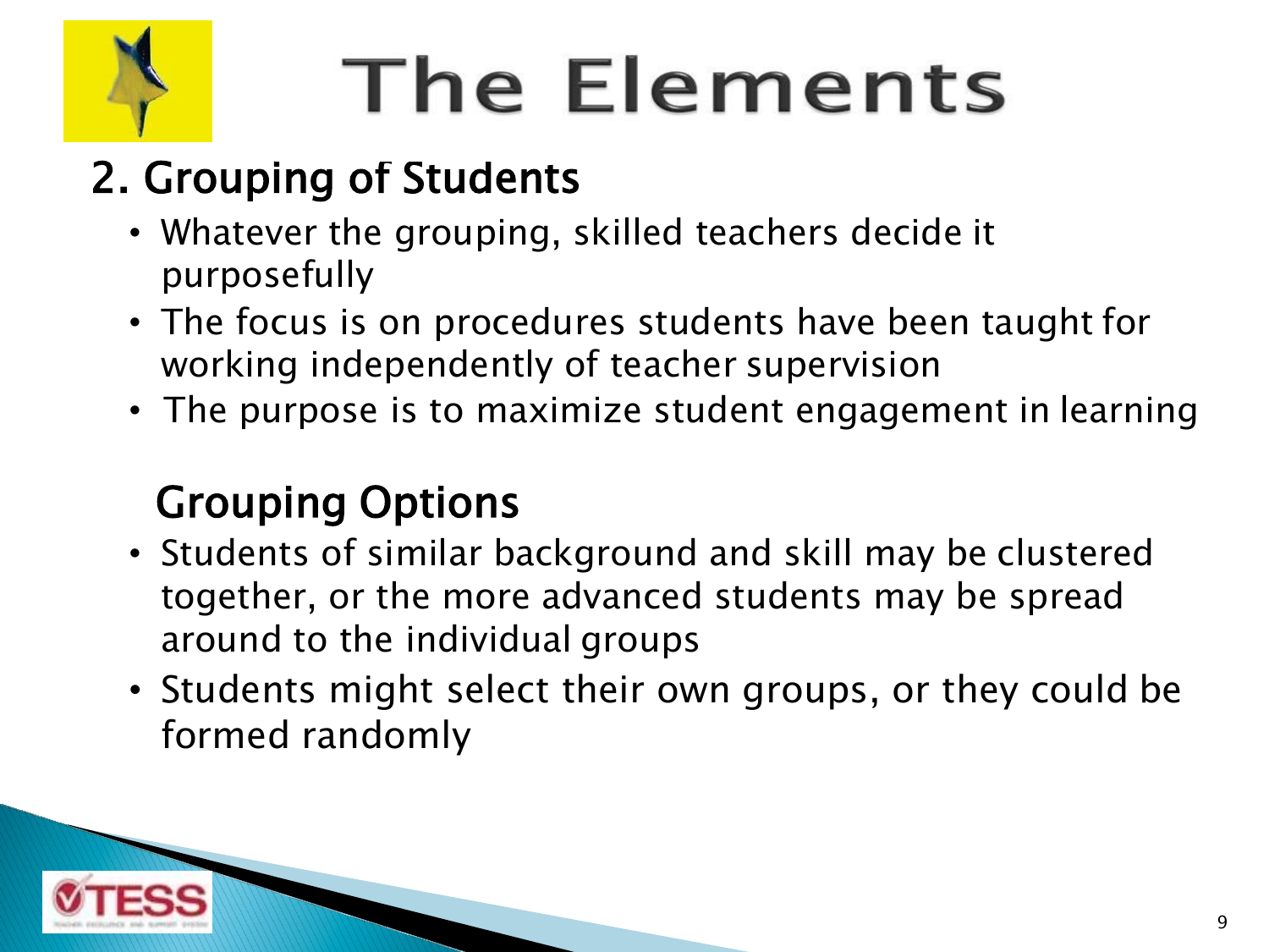# The Elements

## 2. Grouping of Students

- Whatever the grouping, skilled teachers decide it purposefully
- The focus is on procedures students have been taught for working independently of teacher supervision
- The purpose is to maximize student engagement in learning

### Grouping Options

- Students of similar background and skill may be clustered together, or the more advanced students may be spread around to the individual groups
- Students might select their own groups, or they could be formed randomly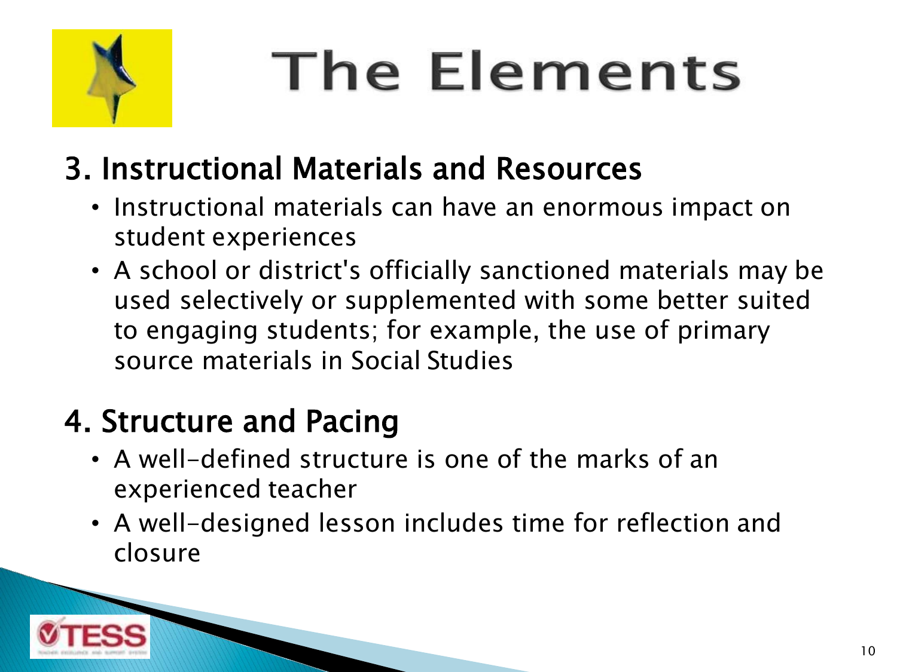# The Elements

## 3. Instructional Materials and Resources

- Instructional materials can have an enormous impact on student experiences
- A school or district's officially sanctioned materials may be used selectively or supplemented with some better suited to engaging students; for example, the use of primary source materials in Social Studies

## 4. Structure and Pacing

- A well-defined structure is one of the marks of an experienced teacher
- A well-designed lesson includes time for reflection and closure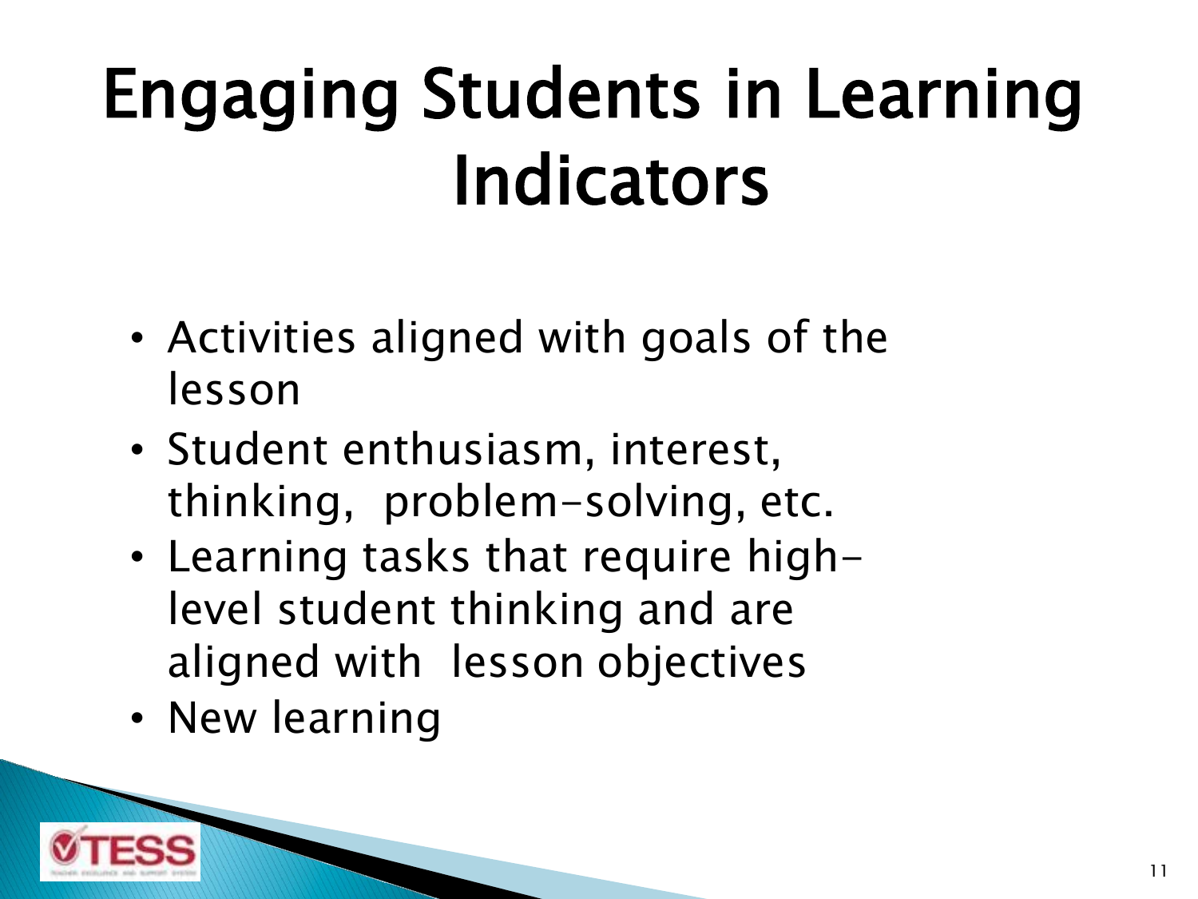# Engaging Students in Learning Indicators

- Activities aligned with goals of the lesson
- Student enthusiasm, interest, thinking, problem-solving, etc.
- Learning tasks that require high-level student thinking and are aligned with lesson objectives
- New learning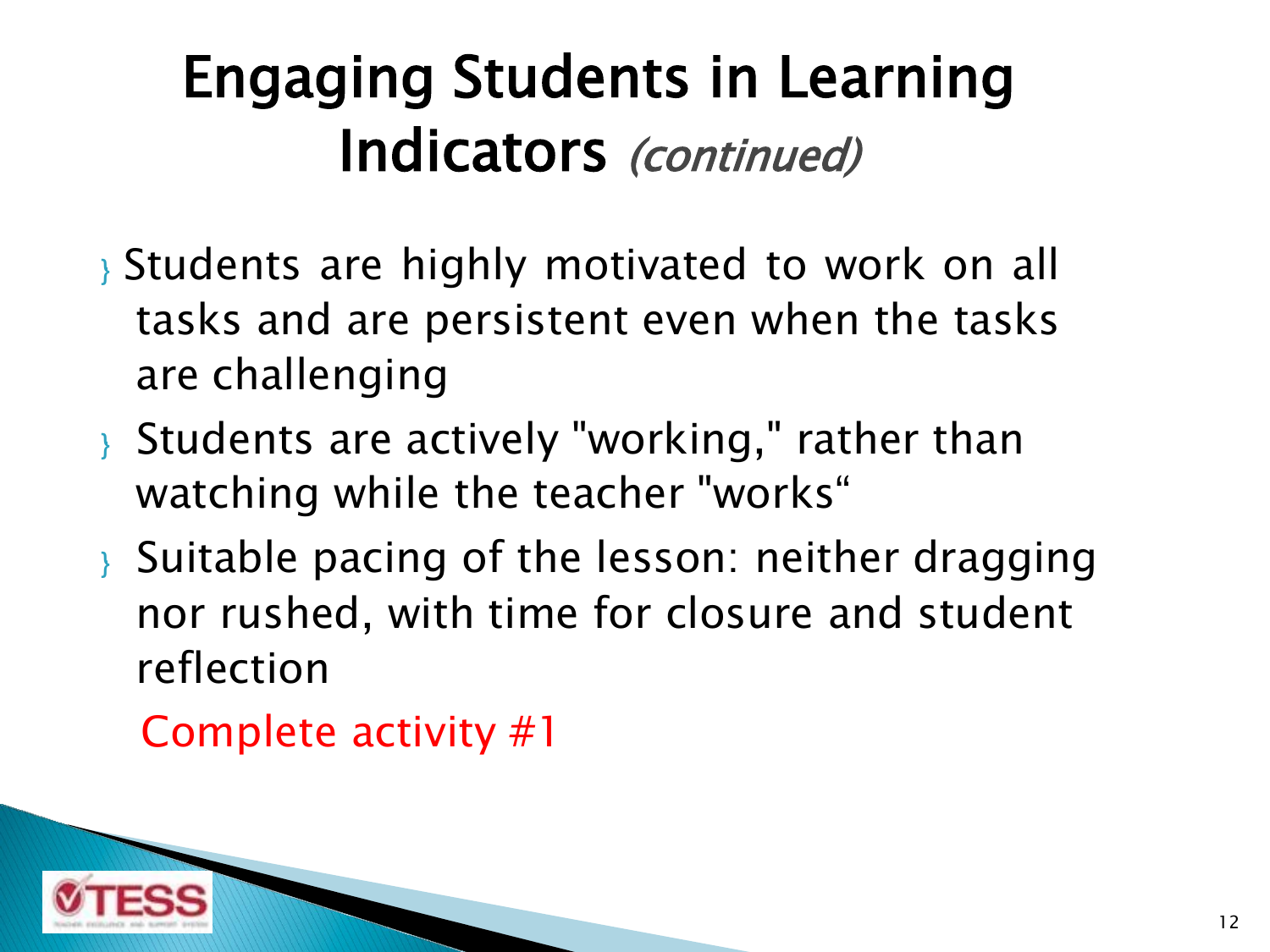# Engaging Students in Learning Indicators *(continued)*

- Students are highly motivated to work on all tasks and are persistent even when the tasks are challenging
- Students are actively "working," rather than watching while the teacher "works"
- Suitable pacing of the lesson: neither dragging nor rushed, with time for closure and student reflection

Complete activity #1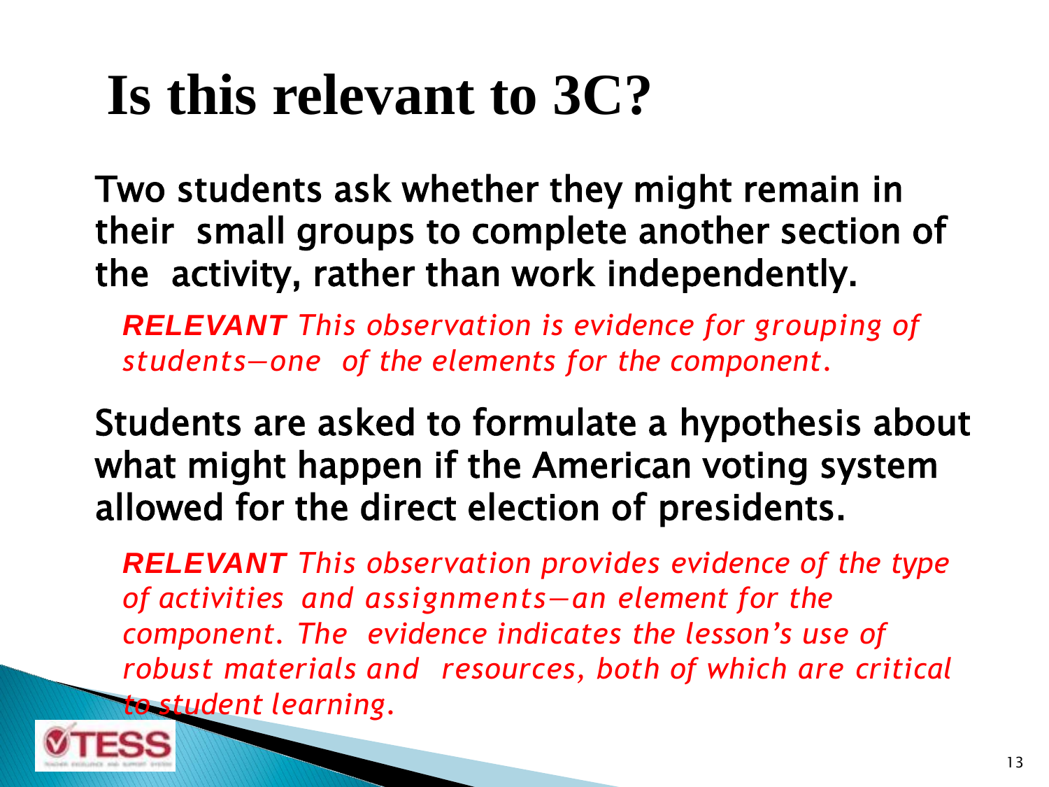# Is this relevant to 3C?

Two students ask whether they might remain in their small groups to complete another section of the activity, rather than work independently.

***RELEVANT*** *This observation is evidence for grouping of students—one of the elements for the component.*

Students are asked to formulate a hypothesis about what might happen if the American voting system allowed for the direct election of presidents.

***RELEVANT*** *This observation provides evidence of the type of activities and assignments—an element for the component. The evidence indicates the lesson's use of robust materials and resources, both of which are critical to student learning.*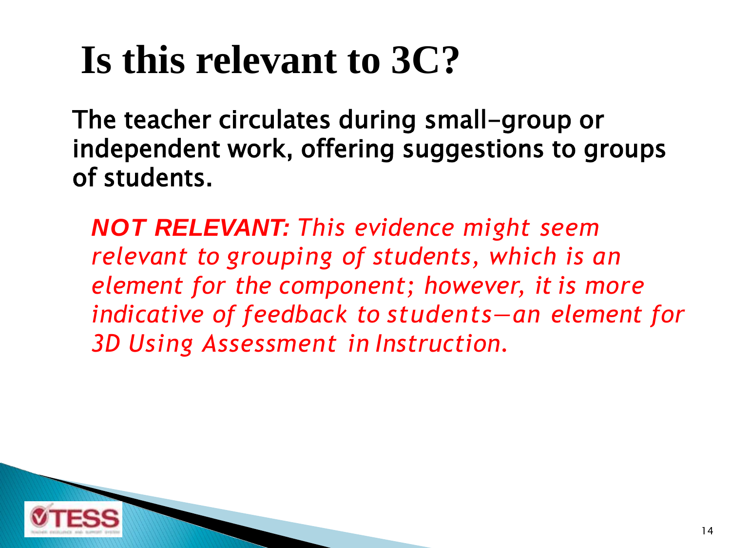# Is this relevant to 3C?

The teacher circulates during small-group or independent work, offering suggestions to groups of students.

***NOT RELEVANT:*** *This evidence might seem relevant to grouping of students, which is an element for the component; however, it is more indicative of feedback to students—an element for 3D Using Assessment in Instruction.*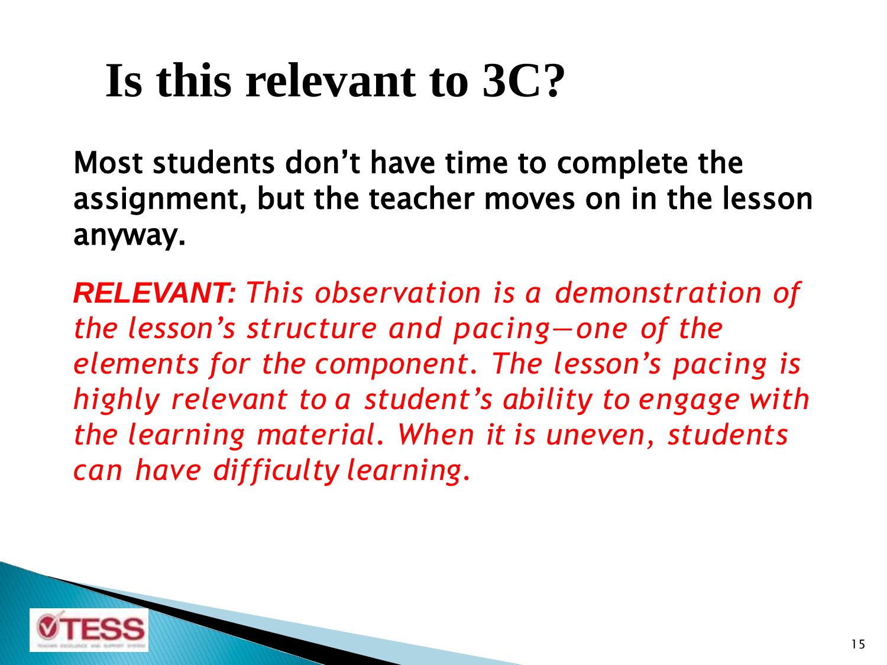# Is this relevant to 3C?

**Most students don't have time to complete the assignment, but the teacher moves on in the lesson anyway.**

***RELEVANT:*** *This observation is a demonstration of the lesson's structure and pacing—one of the elements for the component. The lesson's pacing is highly relevant to a student's ability to engage with the learning material. When it is uneven, students can have difficulty learning.*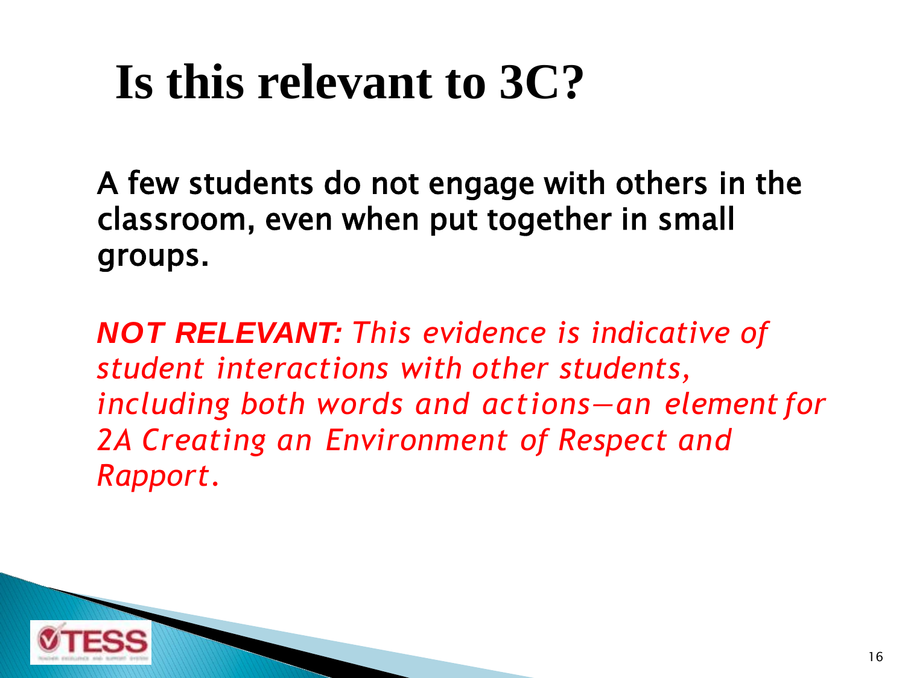# Is this relevant to 3C?

A few students do not engage with others in the classroom, even when put together in small groups.

***NOT RELEVANT:*** *This evidence is indicative of student interactions with other students, including both words and actions—an element for 2A Creating an Environment of Respect and Rapport.*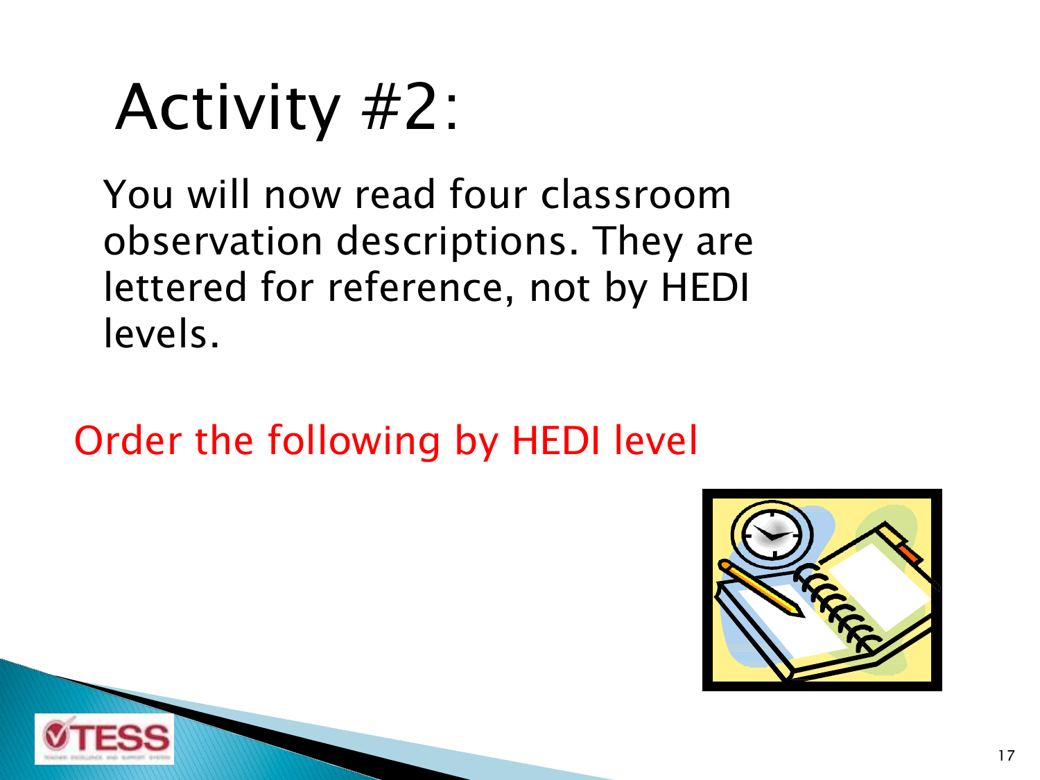# Activity #2:

You will now read four classroom observation descriptions. They are lettered for reference, not by HEDI levels.

Order the following by HEDI level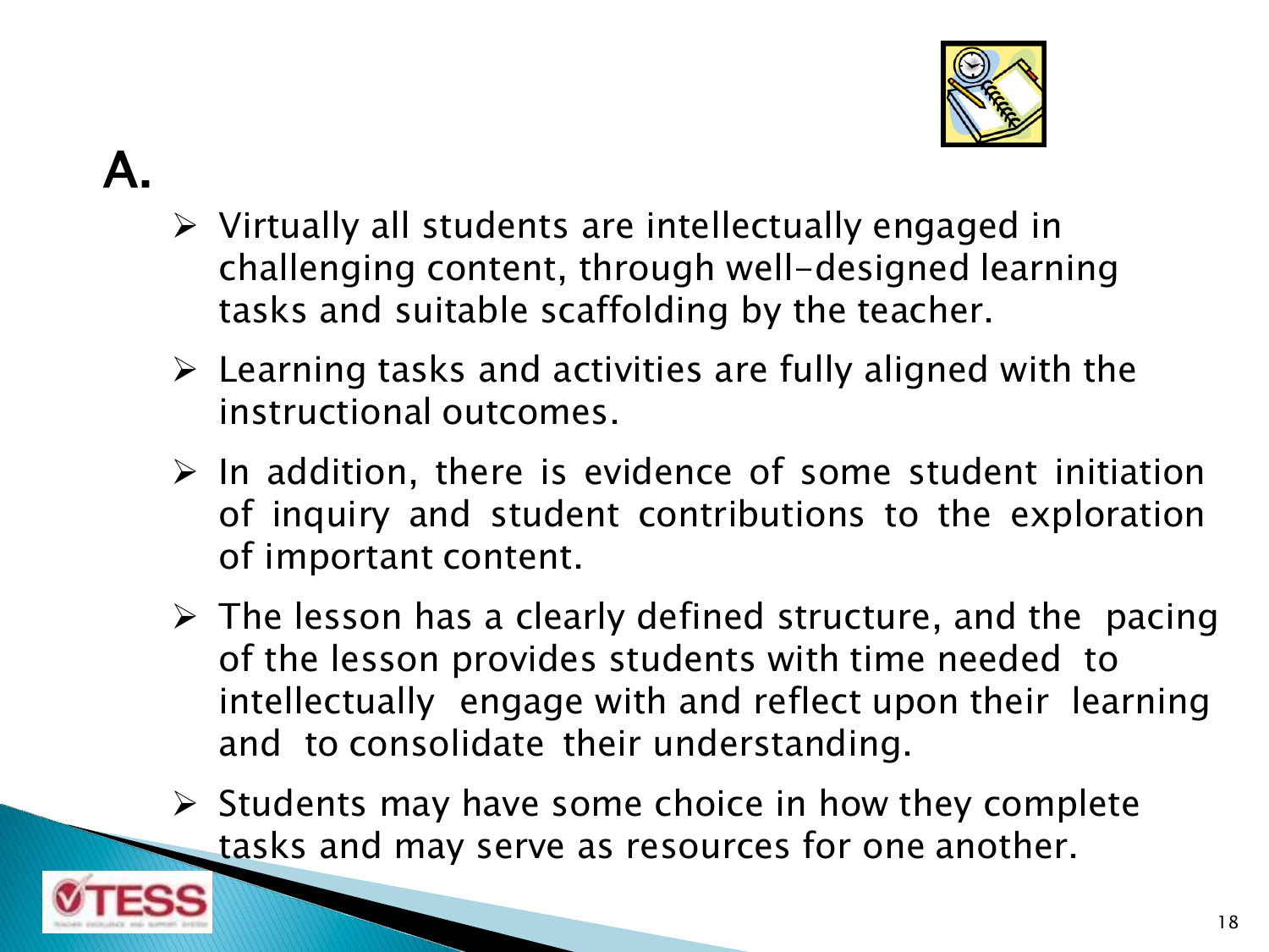# A.

- Virtually all students are intellectually engaged in challenging content, through well-designed learning tasks and suitable scaffolding by the teacher.
- Learning tasks and activities are fully aligned with the instructional outcomes.
- In addition, there is evidence of some student initiation of inquiry and student contributions to the exploration of important content.
- The lesson has a clearly defined structure, and the pacing of the lesson provides students with time needed to intellectually engage with and reflect upon their learning and to consolidate their understanding.
- Students may have some choice in how they complete tasks and may serve as resources for one another.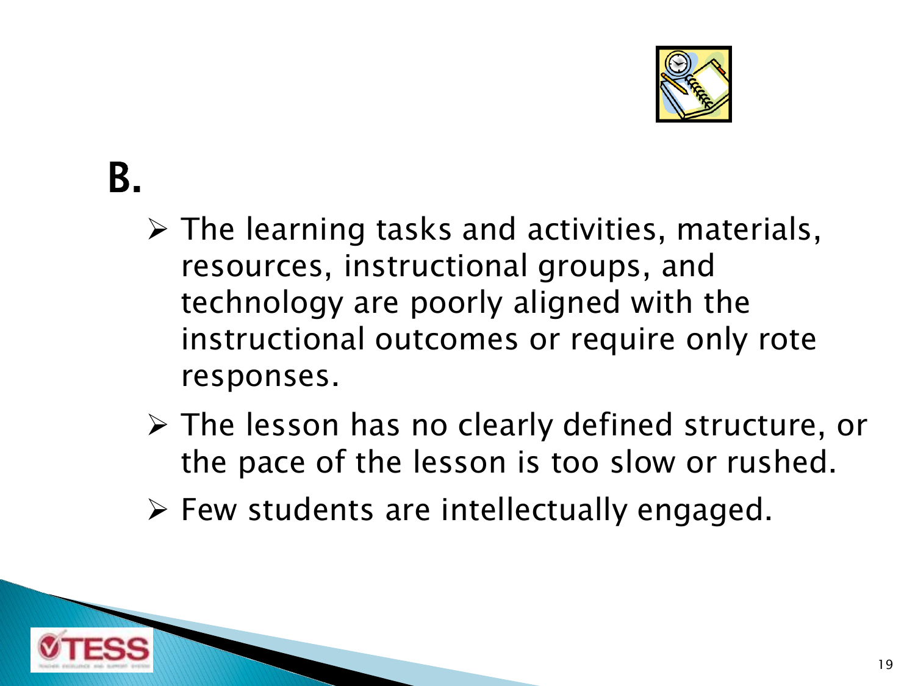# B.

- The learning tasks and activities, materials, resources, instructional groups, and technology are poorly aligned with the instructional outcomes or require only rote responses.
- The lesson has no clearly defined structure, or the pace of the lesson is too slow or rushed.
- Few students are intellectually engaged.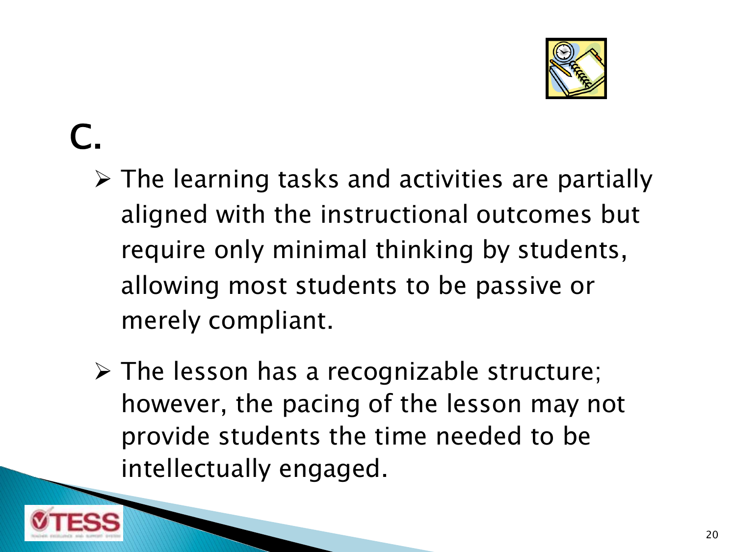# C.

- The learning tasks and activities are partially aligned with the instructional outcomes but require only minimal thinking by students, allowing most students to be passive or merely compliant.
- The lesson has a recognizable structure; however, the pacing of the lesson may not provide students the time needed to be intellectually engaged.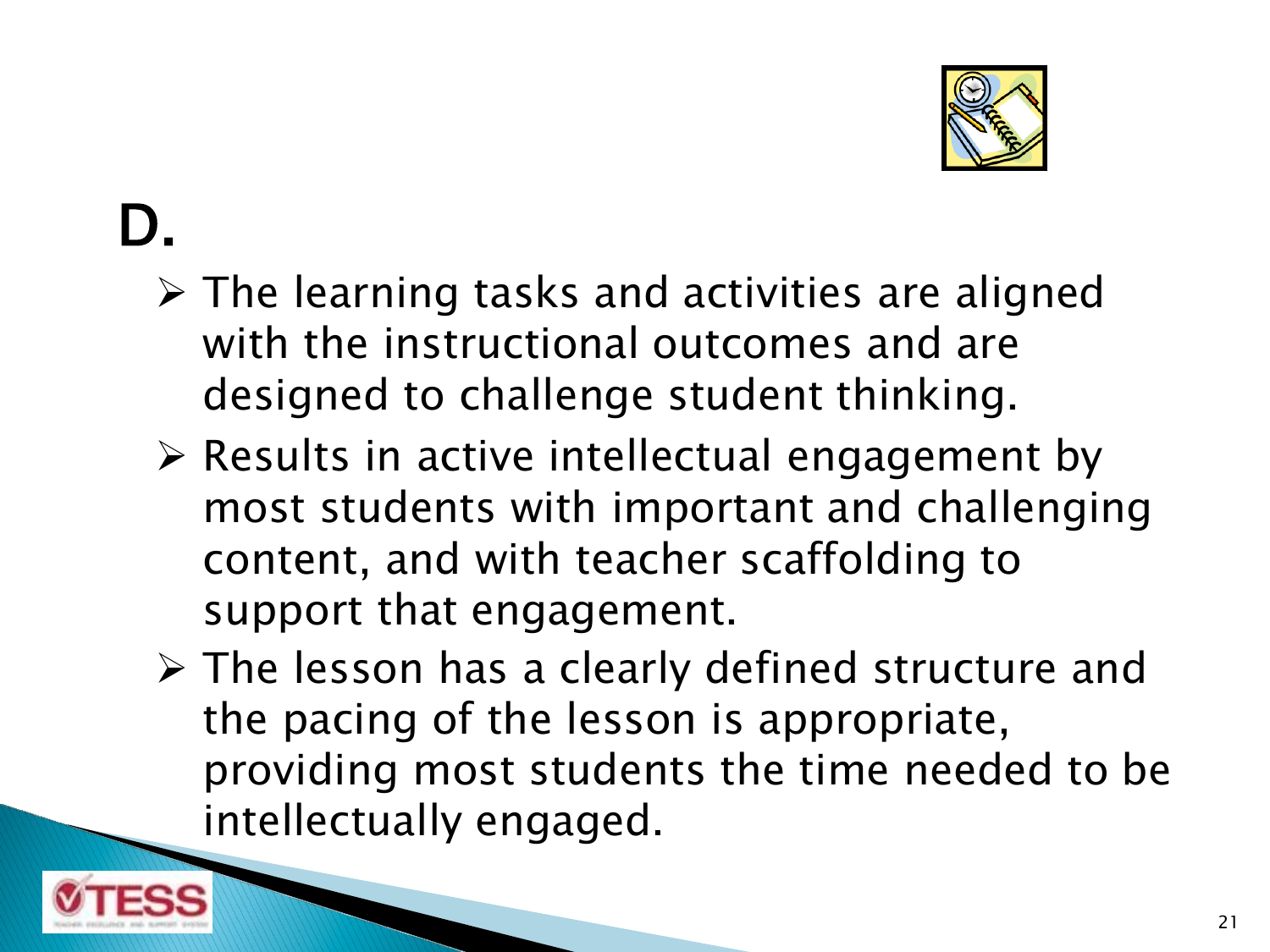# D.

- The learning tasks and activities are aligned with the instructional outcomes and are designed to challenge student thinking.
- Results in active intellectual engagement by most students with important and challenging content, and with teacher scaffolding to support that engagement.
- The lesson has a clearly defined structure and the pacing of the lesson is appropriate, providing most students the time needed to be intellectually engaged.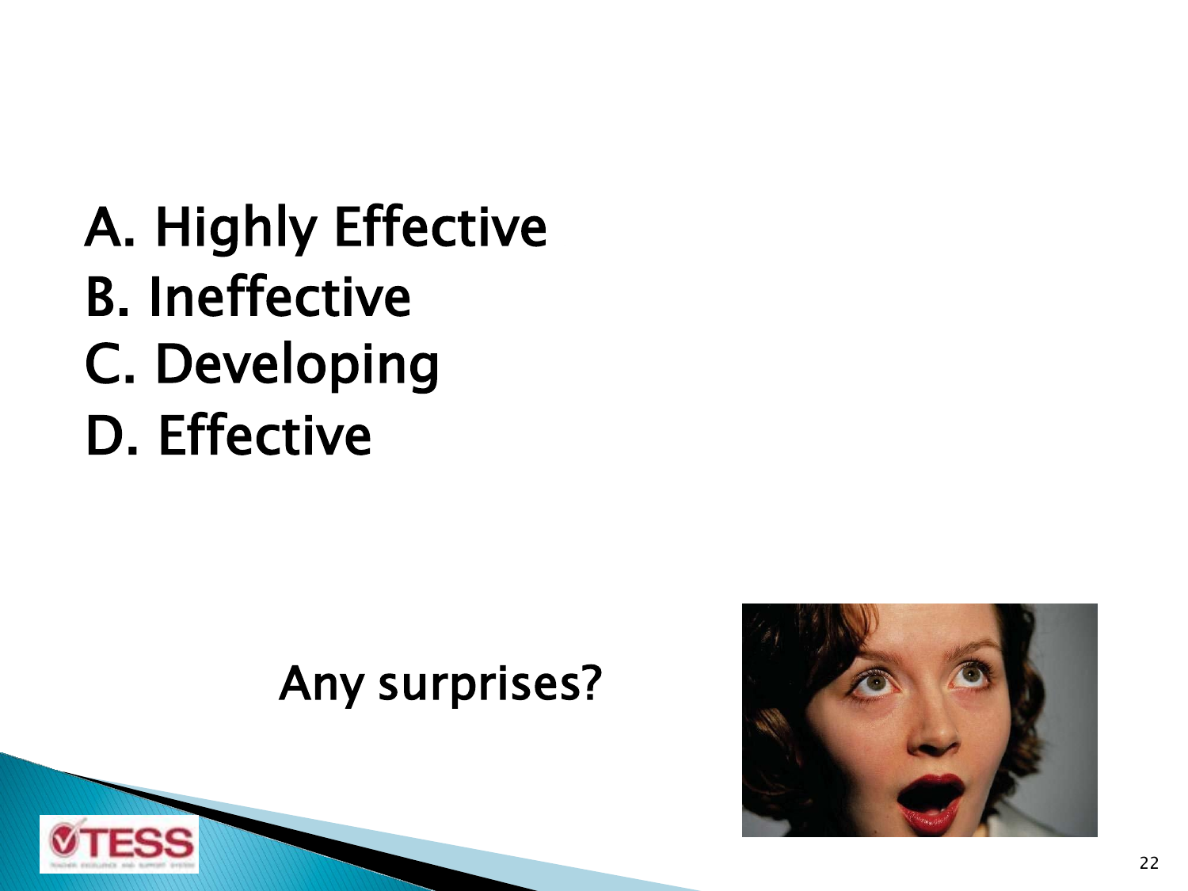A. Highly Effective
B. Ineffective
C. Developing
D. Effective

Any surprises?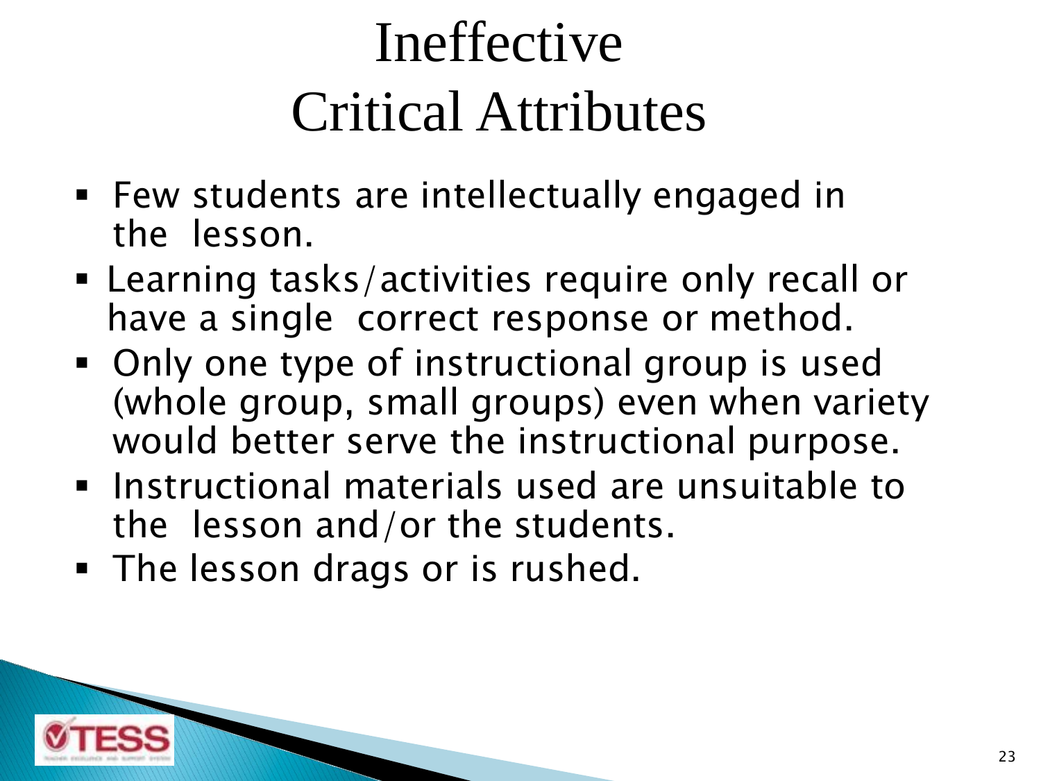# Ineffective Critical Attributes

- Few students are intellectually engaged in the lesson.
- Learning tasks/activities require only recall or have a single correct response or method.
- Only one type of instructional group is used (whole group, small groups) even when variety would better serve the instructional purpose.
- Instructional materials used are unsuitable to the lesson and/or the students.
- The lesson drags or is rushed.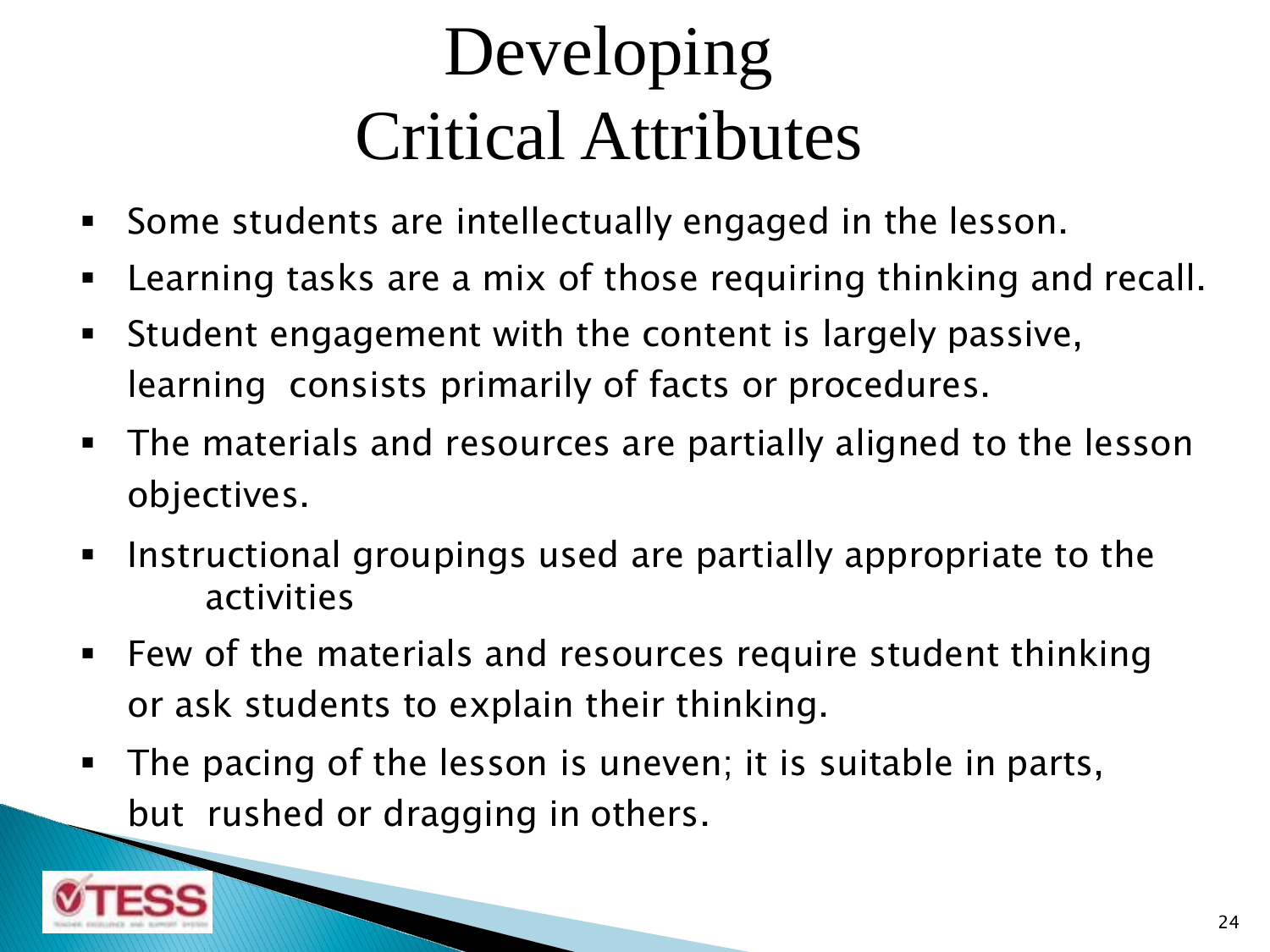# Developing Critical Attributes

- Some students are intellectually engaged in the lesson.
- Learning tasks are a mix of those requiring thinking and recall.
- Student engagement with the content is largely passive, learning consists primarily of facts or procedures.
- The materials and resources are partially aligned to the lesson objectives.
- Instructional groupings used are partially appropriate to the activities
- Few of the materials and resources require student thinking or ask students to explain their thinking.
- The pacing of the lesson is uneven; it is suitable in parts, but rushed or dragging in others.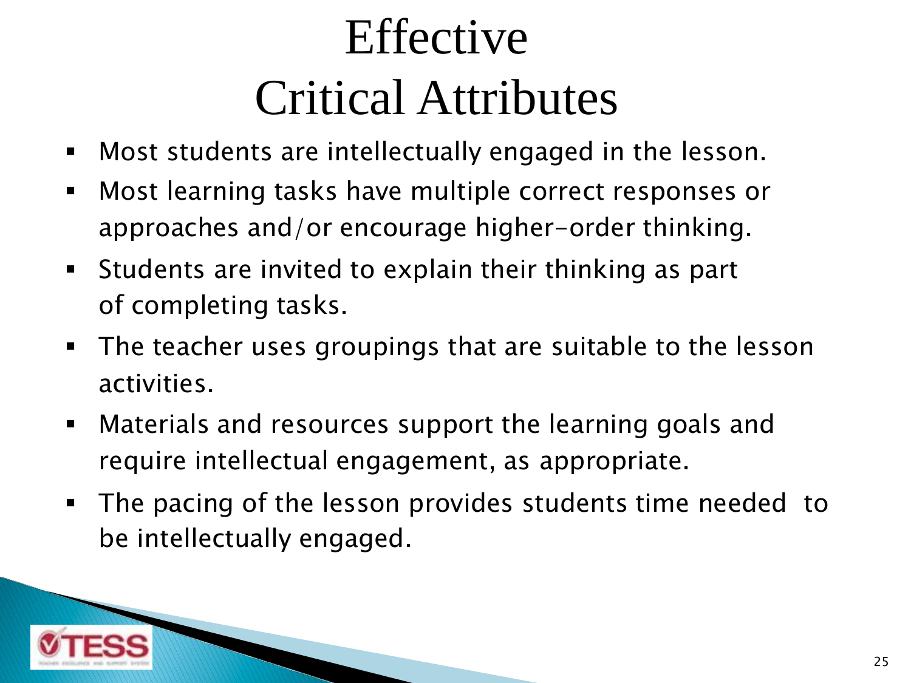# Effective
# Critical Attributes

- Most students are intellectually engaged in the lesson.
- Most learning tasks have multiple correct responses or approaches and/or encourage higher-order thinking.
- Students are invited to explain their thinking as part of completing tasks.
- The teacher uses groupings that are suitable to the lesson activities.
- Materials and resources support the learning goals and require intellectual engagement, as appropriate.
- The pacing of the lesson provides students time needed to be intellectually engaged.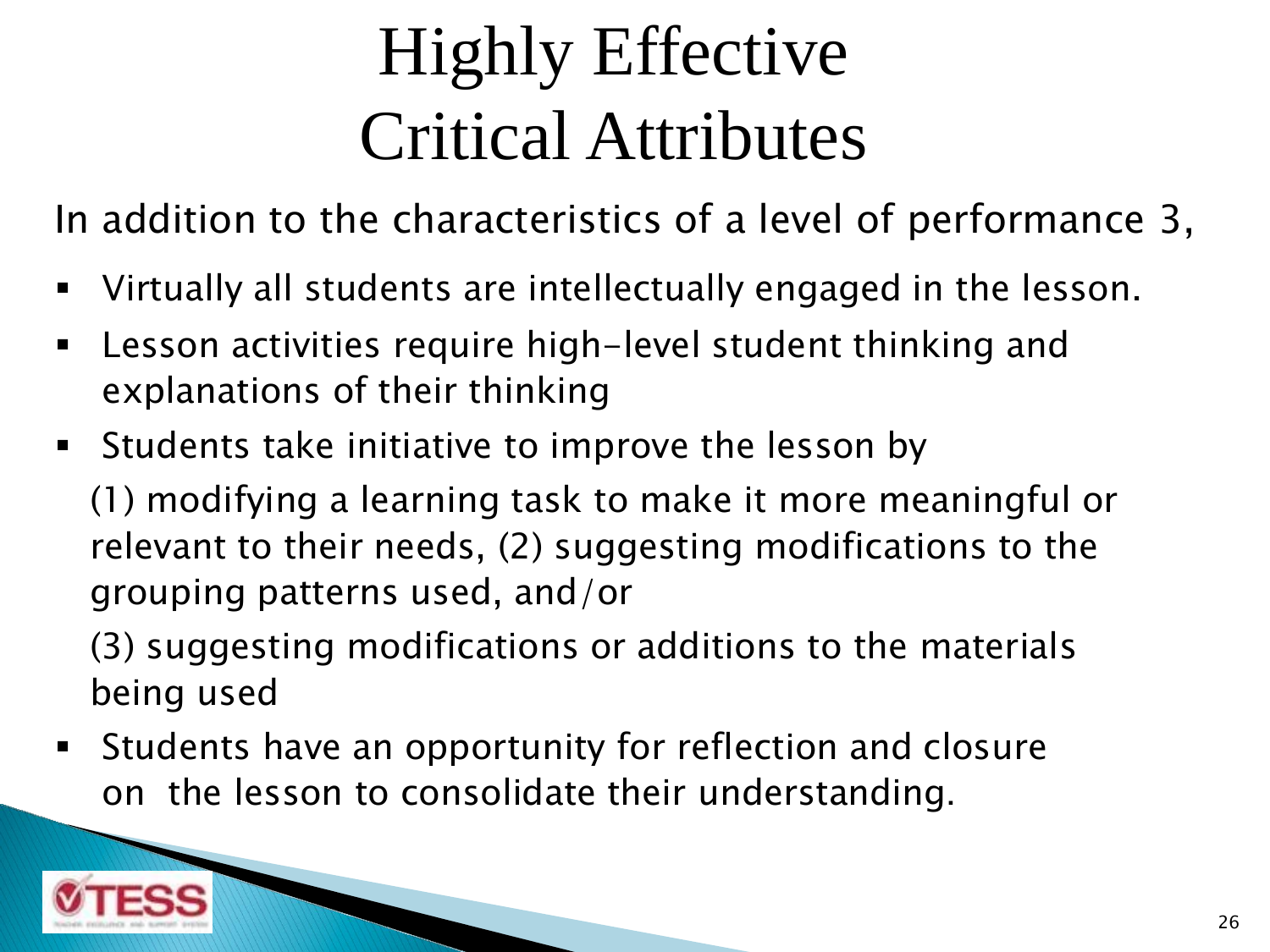# Highly Effective Critical Attributes

In addition to the characteristics of a level of performance 3,

- Virtually all students are intellectually engaged in the lesson.
- Lesson activities require high-level student thinking and explanations of their thinking
- Students take initiative to improve the lesson by

  (1) modifying a learning task to make it more meaningful or relevant to their needs, (2) suggesting modifications to the grouping patterns used, and/or

  (3) suggesting modifications or additions to the materials being used
- Students have an opportunity for reflection and closure on the lesson to consolidate their understanding.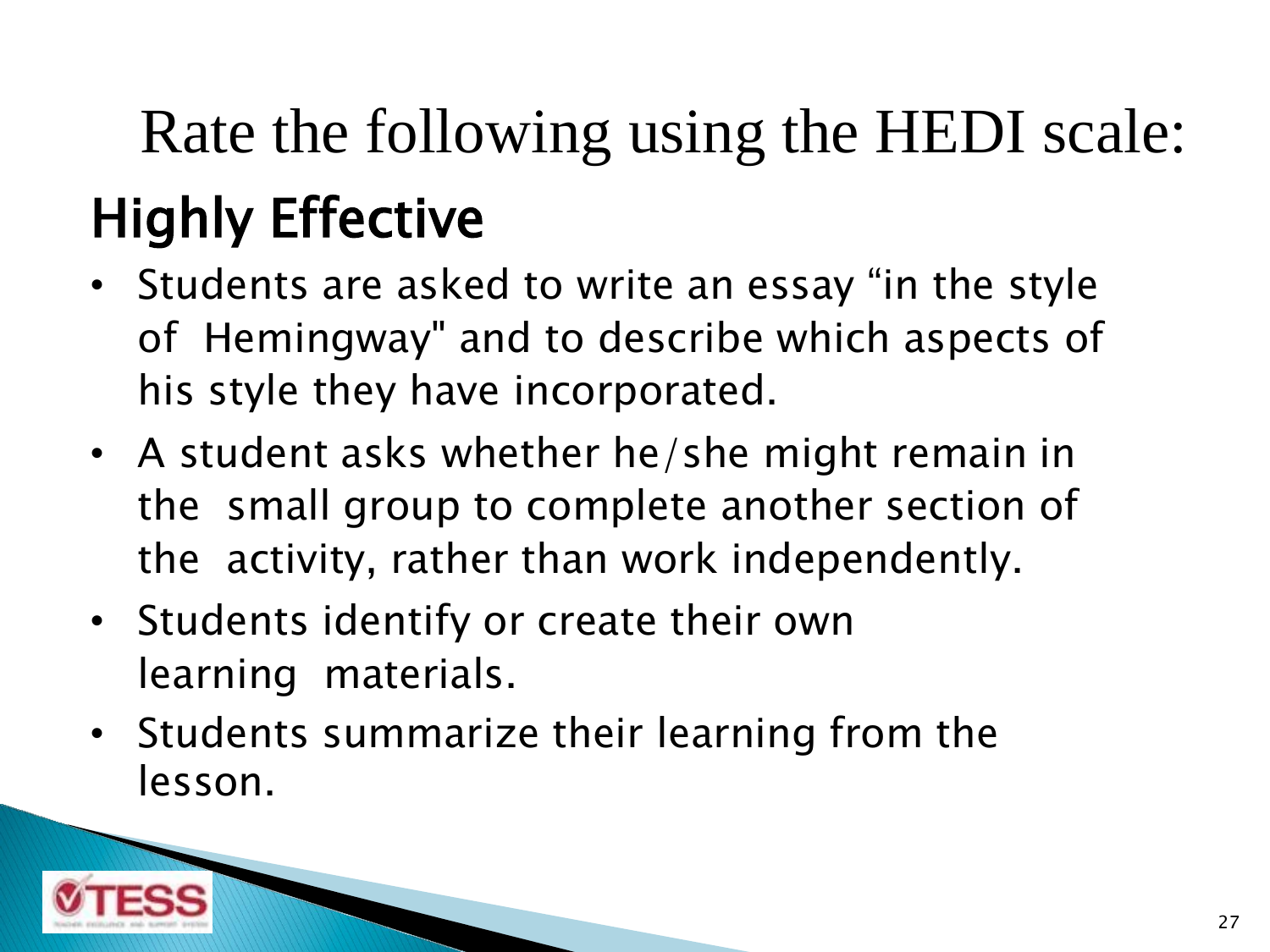# Rate the following using the HEDI scale:

## Highly Effective

- Students are asked to write an essay "in the style of Hemingway" and to describe which aspects of his style they have incorporated.
- A student asks whether he/she might remain in the small group to complete another section of the activity, rather than work independently.
- Students identify or create their own learning materials.
- Students summarize their learning from the lesson.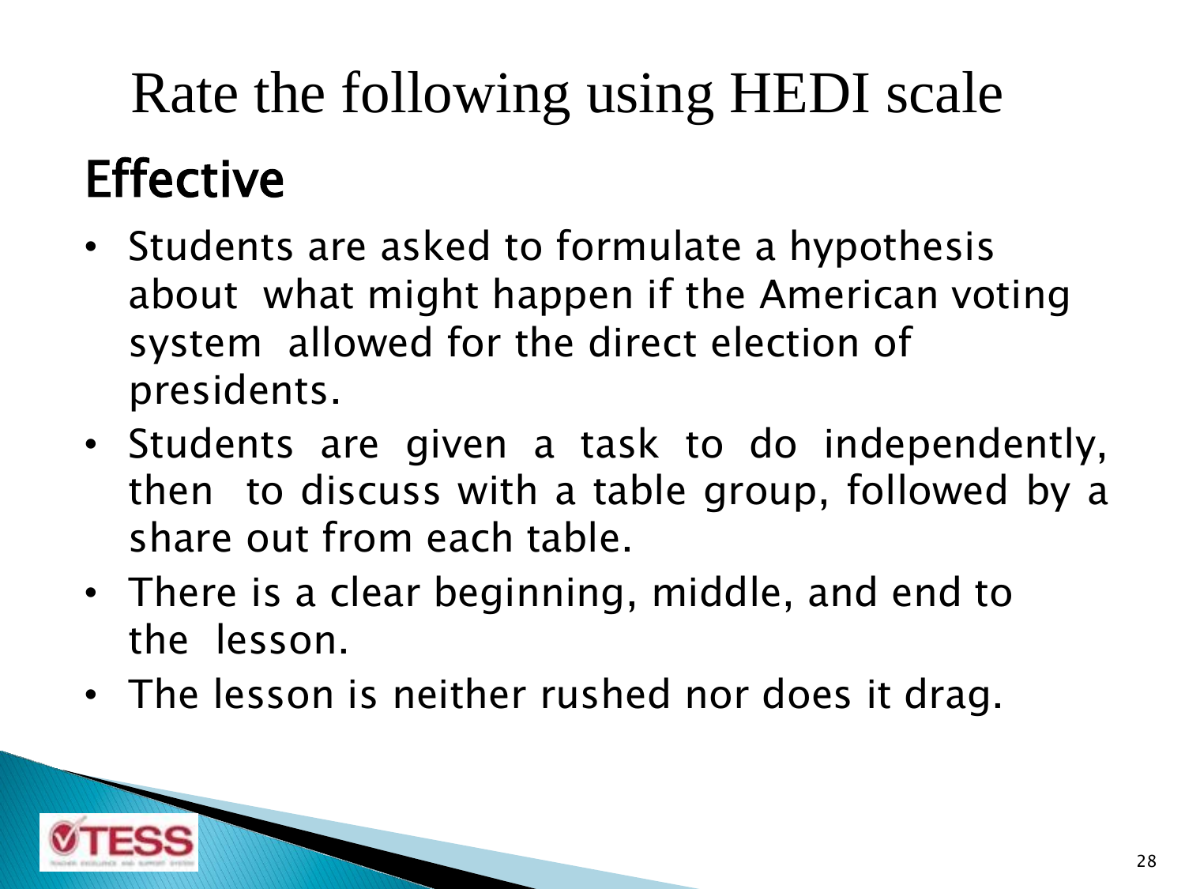# Rate the following using HEDI scale

## Effective

- Students are asked to formulate a hypothesis about what might happen if the American voting system allowed for the direct election of presidents.
- Students are given a task to do independently, then to discuss with a table group, followed by a share out from each table.
- There is a clear beginning, middle, and end to the lesson.
- The lesson is neither rushed nor does it drag.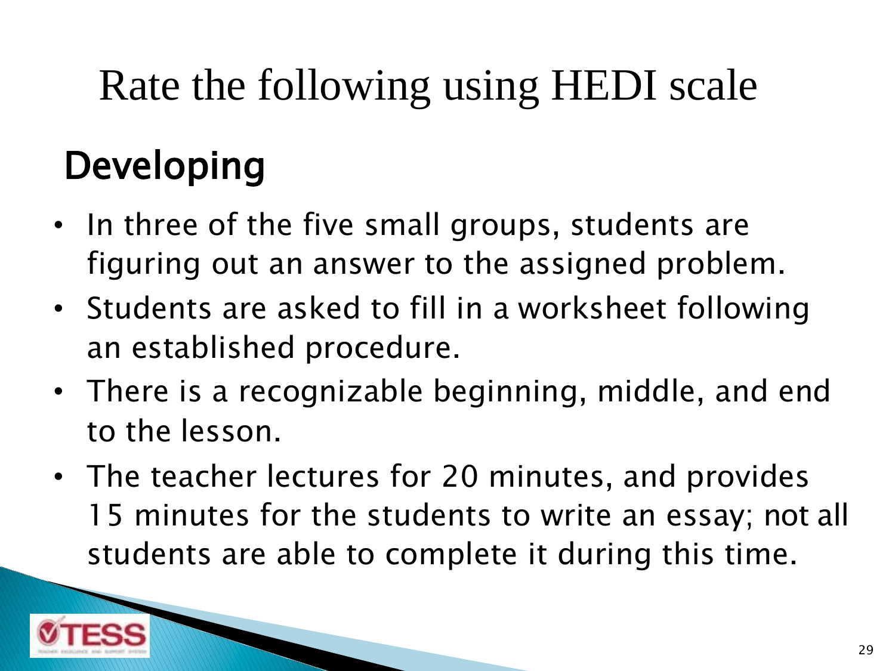# Rate the following using HEDI scale

## Developing

- In three of the five small groups, students are figuring out an answer to the assigned problem.
- Students are asked to fill in a worksheet following an established procedure.
- There is a recognizable beginning, middle, and end to the lesson.
- The teacher lectures for 20 minutes, and provides 15 minutes for the students to write an essay; not all students are able to complete it during this time.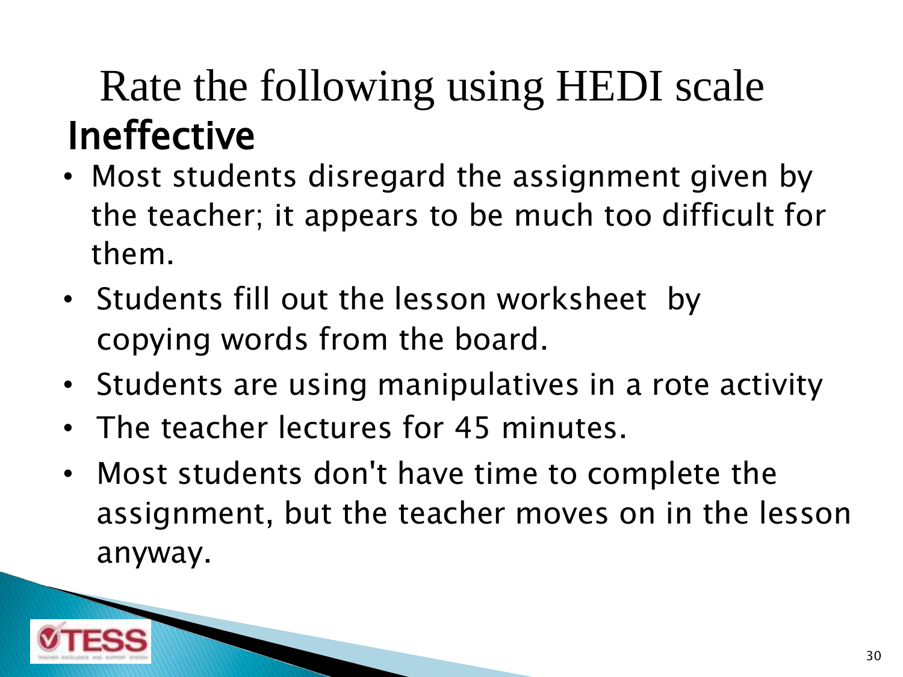# Rate the following using HEDI scale

## Ineffective

- Most students disregard the assignment given by the teacher; it appears to be much too difficult for them.
- Students fill out the lesson worksheet by copying words from the board.
- Students are using manipulatives in a rote activity
- The teacher lectures for 45 minutes.
- Most students don't have time to complete the assignment, but the teacher moves on in the lesson anyway.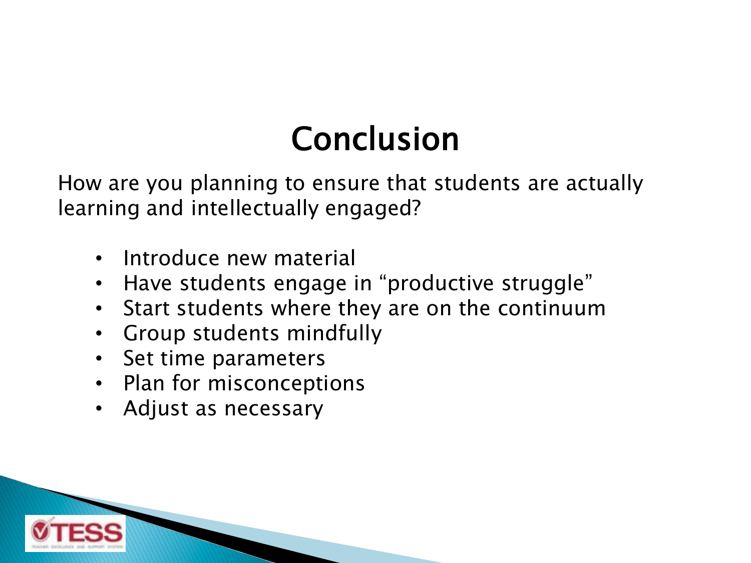# Conclusion

How are you planning to ensure that students are actually learning and intellectually engaged?

- Introduce new material
- Have students engage in "productive struggle"
- Start students where they are on the continuum
- Group students mindfully
- Set time parameters
- Plan for misconceptions
- Adjust as necessary